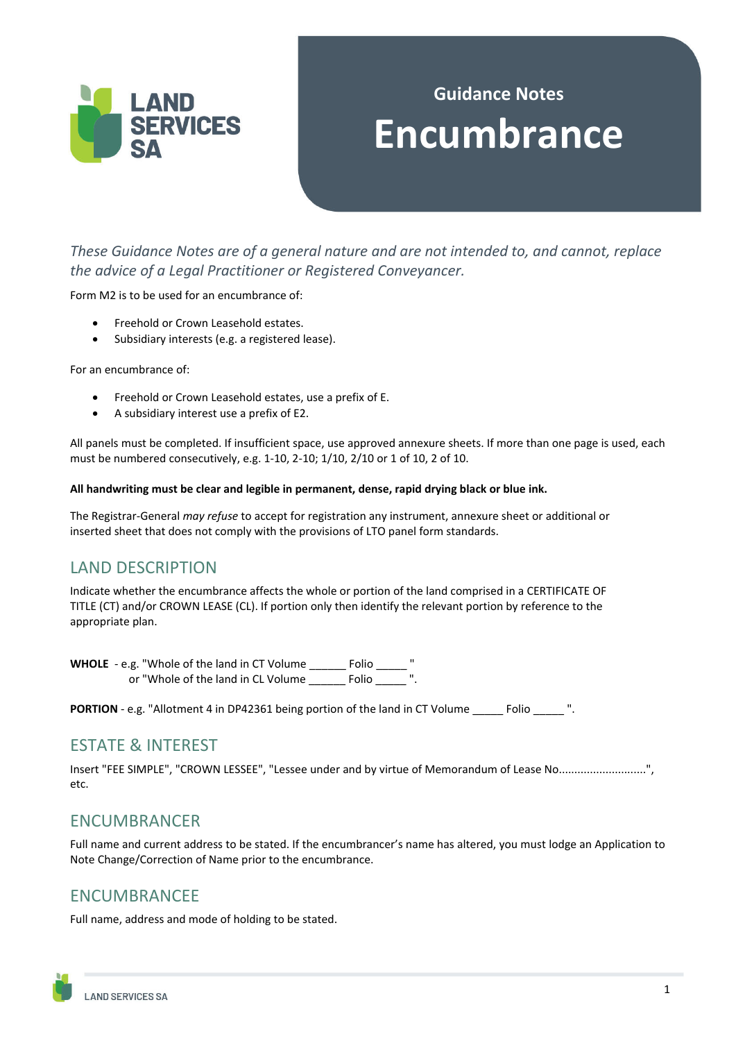Guidance Notes

# Encumbrance

*These Guidance Notes are of a general nature and are not intended to, and cannot, replace the advice of a Legal Practitioner or Registered Conveyancer.*

Form M2 is to be used for an encumbrance of:

- Freehold or Crown Leasehold estates.
- Subsidiary interests (e.g. a registered lease).

For an encumbrance of:

- Freehold or Crown Leasehold estates, use a prefix of E.
- A subsidiary interest use a prefix of E2.

All panels must be completed. If insufficient space, use approved annexure sheets. If more than one page is used, each must be numbered consecutively, e.g. 1-10, 2-10; 1/10, 2/10 or 1 of 10, 2 of 10.

**All handwriting must be clear and legible in permanent, dense, rapid drying black or blue ink.**

The Registrar-General *may refuse* to accept for registration any instrument, annexure sheet or additional or inserted sheet that does not comply with the provisions of LTO panel form standards.

## LAND DESCRIPTION

Indicate whether the encumbrance affects the whole or portion of the land comprised in a CERTIFICATE OF TITLE (CT) and/or CROWN LEASE (CL). If portion only then identify the relevant portion by reference to the appropriate plan.

**WHOLE** - e.g. "Whole of the land in CT Volume ______ Folio _____ "
or "Whole of the land in CL Volume ______ Folio _____ ".

**PORTION** - e.g. "Allotment 4 in DP42361 being portion of the land in CT Volume _____ Folio _____ ".

## ESTATE & INTEREST

Insert "FEE SIMPLE", "CROWN LESSEE", "Lessee under and by virtue of Memorandum of Lease No...........................", etc.

## ENCUMBRANCER

Full name and current address to be stated. If the encumbrancer's name has altered, you must lodge an Application to Note Change/Correction of Name prior to the encumbrance.

## ENCUMBRANCEE

Full name, address and mode of holding to be stated.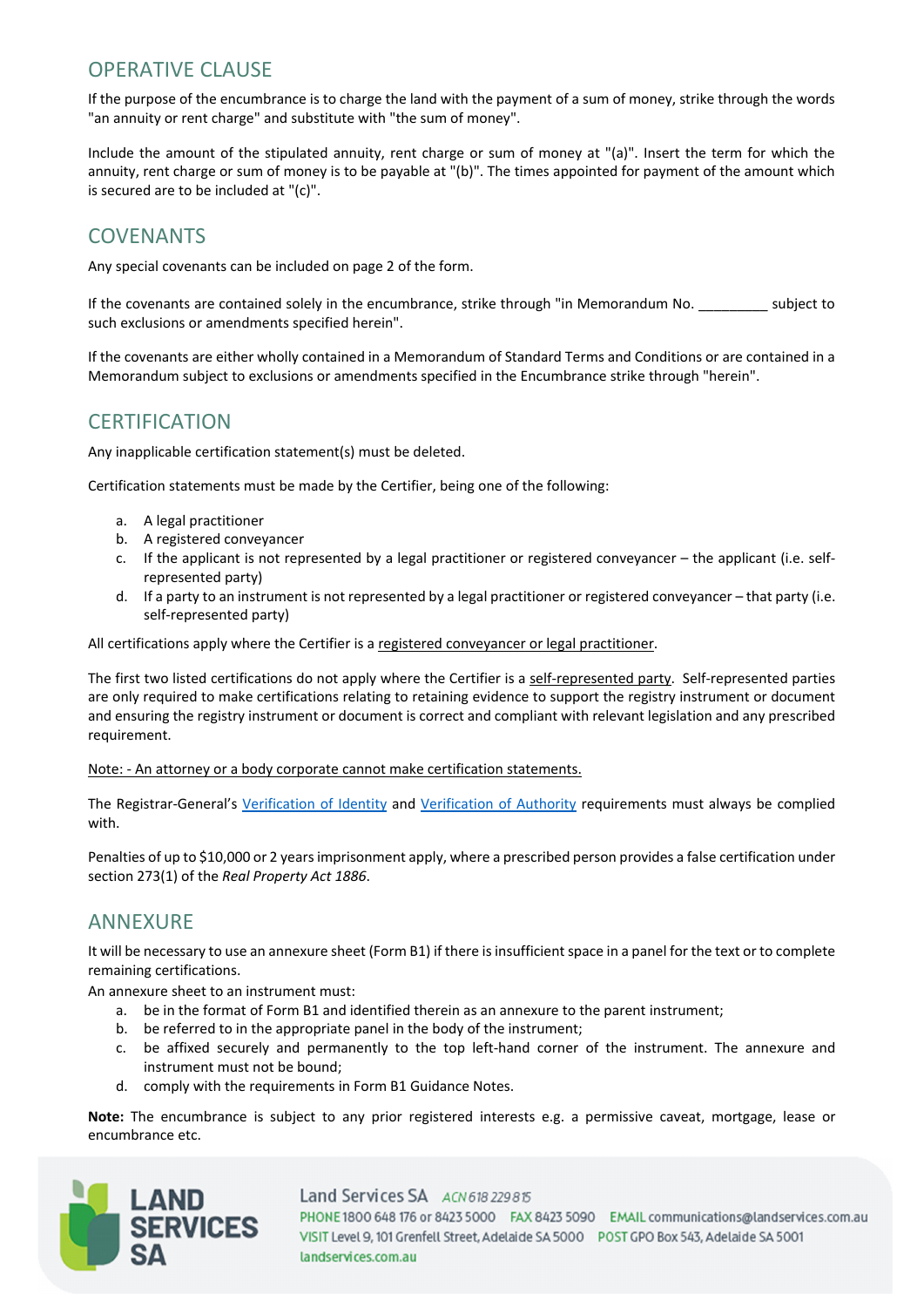## OPERATIVE CLAUSE

If the purpose of the encumbrance is to charge the land with the payment of a sum of money, strike through the words "an annuity or rent charge" and substitute with "the sum of money".

Include the amount of the stipulated annuity, rent charge or sum of money at "(a)". Insert the term for which the annuity, rent charge or sum of money is to be payable at "(b)". The times appointed for payment of the amount which is secured are to be included at "(c)".

## COVENANTS

Any special covenants can be included on page 2 of the form.

If the covenants are contained solely in the encumbrance, strike through "in Memorandum No. _________ subject to such exclusions or amendments specified herein".

If the covenants are either wholly contained in a Memorandum of Standard Terms and Conditions or are contained in a Memorandum subject to exclusions or amendments specified in the Encumbrance strike through "herein".

## CERTIFICATION

Any inapplicable certification statement(s) must be deleted.

Certification statements must be made by the Certifier, being one of the following:

a. A legal practitioner
b. A registered conveyancer
c. If the applicant is not represented by a legal practitioner or registered conveyancer – the applicant (i.e. self-represented party)
d. If a party to an instrument is not represented by a legal practitioner or registered conveyancer – that party (i.e. self-represented party)

All certifications apply where the Certifier is a registered conveyancer or legal practitioner.

The first two listed certifications do not apply where the Certifier is a self-represented party. Self-represented parties are only required to make certifications relating to retaining evidence to support the registry instrument or document and ensuring the registry instrument or document is correct and compliant with relevant legislation and any prescribed requirement.

Note: - An attorney or a body corporate cannot make certification statements.

The Registrar-General's Verification of Identity and Verification of Authority requirements must always be complied with.

Penalties of up to $10,000 or 2 years imprisonment apply, where a prescribed person provides a false certification under section 273(1) of the *Real Property Act 1886*.

## ANNEXURE

It will be necessary to use an annexure sheet (Form B1) if there is insufficient space in a panel for the text or to complete remaining certifications.

An annexure sheet to an instrument must:

a. be in the format of Form B1 and identified therein as an annexure to the parent instrument;
b. be referred to in the appropriate panel in the body of the instrument;
c. be affixed securely and permanently to the top left-hand corner of the instrument. The annexure and instrument must not be bound;
d. comply with the requirements in Form B1 Guidance Notes.

**Note:** The encumbrance is subject to any prior registered interests e.g. a permissive caveat, mortgage, lease or encumbrance etc.

LAND SERVICES SA

Land Services SA ACN 618 229 815

PHONE 1800 648 176 or 8423 5000 FAX 8423 5090 EMAIL communications@landservices.com.au

VISIT Level 9, 101 Grenfell Street, Adelaide SA 5000 POST GPO Box 543, Adelaide SA 5001

landservices.com.au